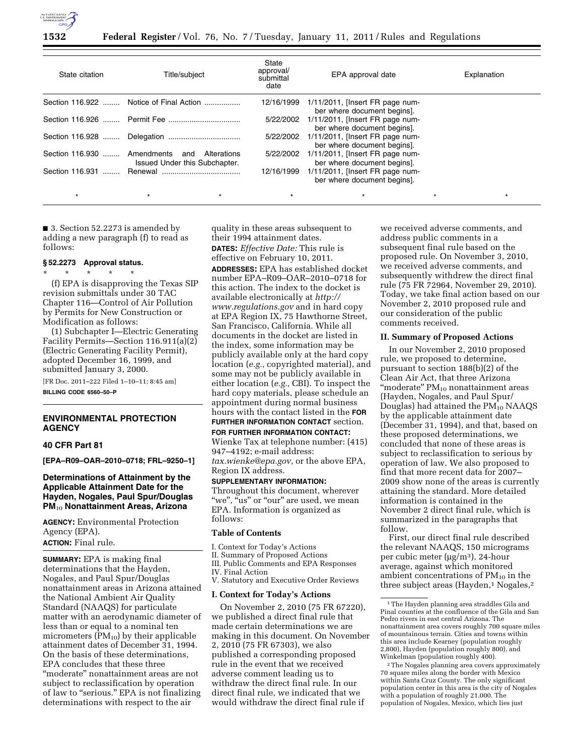| State citation | Title/subject | State approval/submittal date | EPA approval date | Explanation |
|---|---|---|---|---|
| Section 116.922 | Notice of Final Action | 12/16/1999 | 1/11/2011, [Insert FR page number where document begins]. | |
| Section 116.926 | Permit Fee | 5/22/2002 | 1/11/2011, [Insert FR page number where document begins]. | |
| Section 116.928 | Delegation | 5/22/2002 | 1/11/2011, [Insert FR page number where document begins]. | |
| Section 116.930 | Amendments and Alterations Issued Under this Subchapter. | 5/22/2002 | 1/11/2011, [Insert FR page number where document begins]. | |
| Section 116.931 | Renewal | 12/16/1999 | 1/11/2011, [Insert FR page number where document begins]. | |
| * | * * | * | * | * * |

■ 3. Section 52.2273 is amended by adding a new paragraph (f) to read as follows:

**§ 52.2273 Approval status.**

\* \* \* \* \*

(f) EPA is disapproving the Texas SIP revision submittals under 30 TAC Chapter 116—Control of Air Pollution by Permits for New Construction or Modification as follows:

(1) Subchapter I—Electric Generating Facility Permits—Section 116.911(a)(2) (Electric Generating Facility Permit), adopted December 16, 1999, and submitted January 3, 2000.

[FR Doc. 2011–222 Filed 1–10–11; 8:45 am]

**BILLING CODE 6560–50–P**

## ENVIRONMENTAL PROTECTION AGENCY

### 40 CFR Part 81

**[EPA–R09–OAR–2010–0718; FRL–9250–1]**

### Determinations of Attainment by the Applicable Attainment Date for the Hayden, Nogales, Paul Spur/Douglas $PM_{10}$ Nonattainment Areas, Arizona

**AGENCY:** Environmental Protection Agency (EPA).

**ACTION:** Final rule.

**SUMMARY:** EPA is making final determinations that the Hayden, Nogales, and Paul Spur/Douglas nonattainment areas in Arizona attained the National Ambient Air Quality Standard (NAAQS) for particulate matter with an aerodynamic diameter of less than or equal to a nominal ten micrometers ($PM_{10}$) by their applicable attainment dates of December 31, 1994. On the basis of these determinations, EPA concludes that these three "moderate" nonattainment areas are not subject to reclassification by operation of law to "serious." EPA is not finalizing determinations with respect to the air quality in these areas subsequent to their 1994 attainment dates.

**DATES:** *Effective Date:* This rule is effective on February 10, 2011.

**ADDRESSES:** EPA has established docket number EPA–R09–OAR–2010–0718 for this action. The index to the docket is available electronically at *http://www.regulations.gov* and in hard copy at EPA Region IX, 75 Hawthorne Street, San Francisco, California. While all documents in the docket are listed in the index, some information may be publicly available only at the hard copy location (*e.g.,* copyrighted material), and some may not be publicly available in either location (*e.g.,* CBI). To inspect the hard copy materials, please schedule an appointment during normal business hours with the contact listed in the **FOR FURTHER INFORMATION CONTACT** section.

**FOR FURTHER INFORMATION CONTACT:** Wienke Tax at telephone number: (415) 947–4192; e-mail address: *tax.wienke@epa.gov,* or the above EPA, Region IX address.

**SUPPLEMENTARY INFORMATION:** Throughout this document, wherever "we", "us" or "our" are used, we mean EPA. Information is organized as follows:

**Table of Contents**

I. Context for Today's Actions
II. Summary of Proposed Actions
III. Public Comments and EPA Responses
IV. Final Action
V. Statutory and Executive Order Reviews

### I. Context for Today's Actions

On November 2, 2010 (75 FR 67220), we published a direct final rule that made certain determinations we are making in this document. On November 2, 2010 (75 FR 67303), we also published a corresponding proposed rule in the event that we received adverse comment leading us to withdraw the direct final rule. In our direct final rule, we indicated that we would withdraw the direct final rule if we received adverse comments, and address public comments in a subsequent final rule based on the proposed rule. On November 3, 2010, we received adverse comments, and subsequently withdrew the direct final rule (75 FR 72964, November 29, 2010). Today, we take final action based on our November 2, 2010 proposed rule and our consideration of the public comments received.

### II. Summary of Proposed Actions

In our November 2, 2010 proposed rule, we proposed to determine, pursuant to section 188(b)(2) of the Clean Air Act, that three Arizona "moderate" $PM_{10}$ nonattainment areas (Hayden, Nogales, and Paul Spur/Douglas) had attained the $PM_{10}$ NAAQS by the applicable attainment date (December 31, 1994), and that, based on these proposed determinations, we concluded that none of these areas is subject to reclassification to serious by operation of law. We also proposed to find that more recent data for 2007–2009 show none of the areas is currently attaining the standard. More detailed information is contained in the November 2 direct final rule, which is summarized in the paragraphs that follow.

First, our direct final rule described the relevant NAAQS, 150 micrograms per cubic meter (μg/m³), 24-hour average, against which monitored ambient concentrations of $PM_{10}$ in the three subject areas (Hayden,[1] Nogales,[2]

[1] The Hayden planning area straddles Gila and Pinal counties at the confluence of the Gila and San Pedro rivers in east central Arizona. The nonattainment area covers roughly 700 square miles of mountainous terrain. Cities and towns within this area include Kearney (population roughly 2,800), Hayden (population roughly 800), and Winkelman (population roughly 400).

[2] The Nogales planning area covers approximately 70 square miles along the border with Mexico within Santa Cruz County. The only significant population center in this area is the city of Nogales with a population of roughly 21,000. The population of Nogales, Mexico, which lies just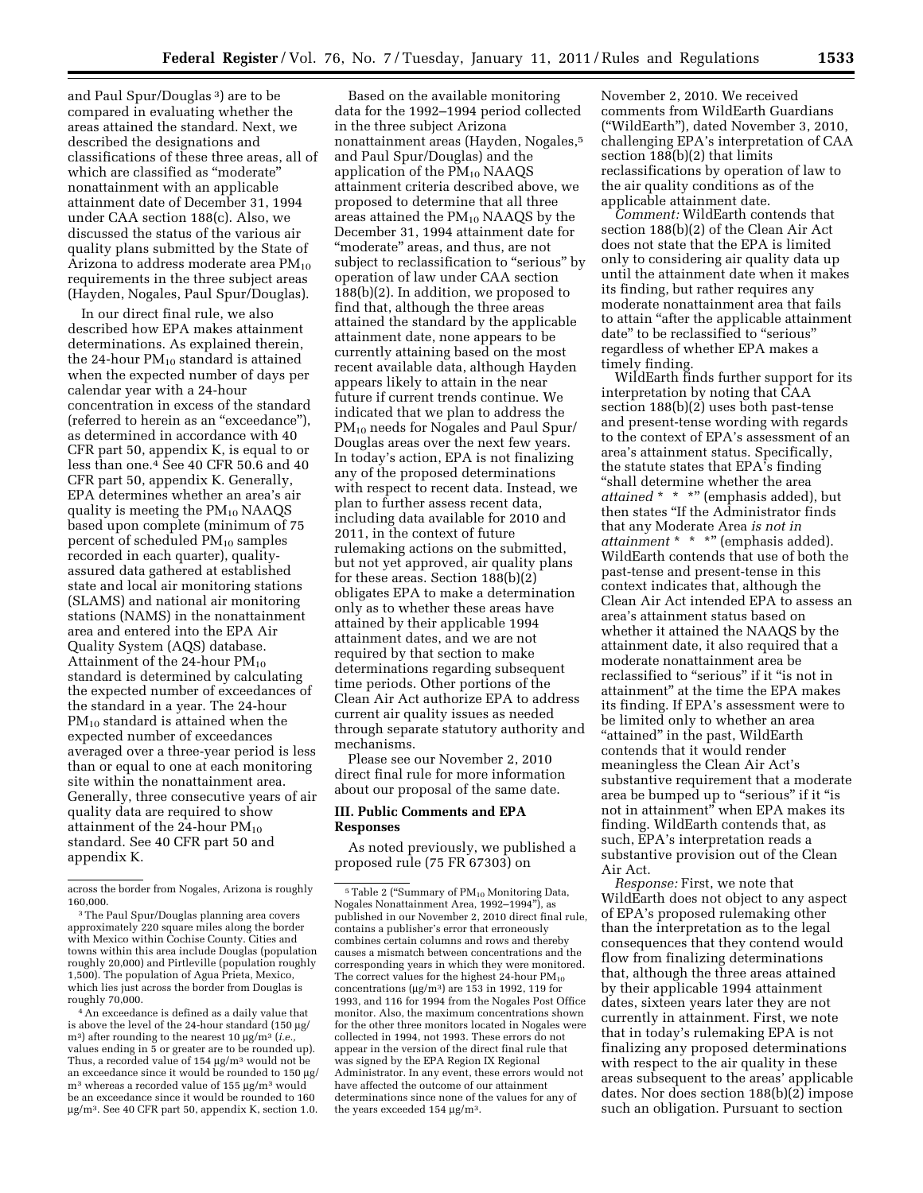and Paul Spur/Douglas [3]) are to be compared in evaluating whether the areas attained the standard. Next, we described the designations and classifications of these three areas, all of which are classified as "moderate" nonattainment with an applicable attainment date of December 31, 1994 under CAA section 188(c). Also, we discussed the status of the various air quality plans submitted by the State of Arizona to address moderate area $PM_{10}$ requirements in the three subject areas (Hayden, Nogales, Paul Spur/Douglas).

In our direct final rule, we also described how EPA makes attainment determinations. As explained therein, the 24-hour $PM_{10}$ standard is attained when the expected number of days per calendar year with a 24-hour concentration in excess of the standard (referred to herein as an "exceedance"), as determined in accordance with 40 CFR part 50, appendix K, is equal to or less than one.[4] See 40 CFR 50.6 and 40 CFR part 50, appendix K. Generally, EPA determines whether an area's air quality is meeting the $PM_{10}$ NAAQS based upon complete (minimum of 75 percent of scheduled $PM_{10}$ samples recorded in each quarter), quality-assured data gathered at established state and local air monitoring stations (SLAMS) and national air monitoring stations (NAMS) in the nonattainment area and entered into the EPA Air Quality System (AQS) database. Attainment of the 24-hour $PM_{10}$ standard is determined by calculating the expected number of exceedances of the standard in a year. The 24-hour $PM_{10}$ standard is attained when the expected number of exceedances averaged over a three-year period is less than or equal to one at each monitoring site within the nonattainment area. Generally, three consecutive years of air quality data are required to show attainment of the 24-hour $PM_{10}$ standard. See 40 CFR part 50 and appendix K.

Based on the available monitoring data for the 1992–1994 period collected in the three subject Arizona nonattainment areas (Hayden, Nogales,[5] and Paul Spur/Douglas) and the application of the $PM_{10}$ NAAQS attainment criteria described above, we proposed to determine that all three areas attained the $PM_{10}$ NAAQS by the December 31, 1994 attainment date for "moderate" areas, and thus, are not subject to reclassification to "serious" by operation of law under CAA section 188(b)(2). In addition, we proposed to find that, although the three areas attained the standard by the applicable attainment date, none appears to be currently attaining based on the most recent available data, although Hayden appears likely to attain in the near future if current trends continue. We indicated that we plan to address the $PM_{10}$ needs for Nogales and Paul Spur/Douglas areas over the next few years. In today's action, EPA is not finalizing any of the proposed determinations with respect to recent data. Instead, we plan to further assess recent data, including data available for 2010 and 2011, in the context of future rulemaking actions on the submitted, but not yet approved, air quality plans for these areas. Section 188(b)(2) obligates EPA to make a determination only as to whether these areas have attained by their applicable 1994 attainment dates, and we are not required by that section to make determinations regarding subsequent time periods. Other portions of the Clean Air Act authorize EPA to address current air quality issues as needed through separate statutory authority and mechanisms.

Please see our November 2, 2010 direct final rule for more information about our proposal of the same date.

## III. Public Comments and EPA Responses

As noted previously, we published a proposed rule (75 FR 67303) on November 2, 2010. We received comments from WildEarth Guardians ("WildEarth"), dated November 3, 2010, challenging EPA's interpretation of CAA section 188(b)(2) that limits reclassifications by operation of law to the air quality conditions as of the applicable attainment date.

*Comment:* WildEarth contends that section 188(b)(2) of the Clean Air Act does not state that the EPA is limited only to considering air quality data up until the attainment date when it makes its finding, but rather requires any moderate nonattainment area that fails to attain "after the applicable attainment date" to be reclassified to "serious" regardless of whether EPA makes a timely finding.

WildEarth finds further support for its interpretation by noting that CAA section 188(b)(2) uses both past-tense and present-tense wording with regards to the context of EPA's assessment of an area's attainment status. Specifically, the statute states that EPA's finding "shall determine whether the area *attained* * * *" (emphasis added), but then states "If the Administrator finds that any Moderate Area *is not in attainment* * * *" (emphasis added). WildEarth contends that use of both the past-tense and present-tense in this context indicates that, although the Clean Air Act intended EPA to assess an area's attainment status based on whether it attained the NAAQS by the attainment date, it also required that a moderate nonattainment area be reclassified to "serious" if it "is not in attainment" at the time the EPA makes its finding. If EPA's assessment were to be limited only to whether an area "attained" in the past, WildEarth contends that it would render meaningless the Clean Air Act's substantive requirement that a moderate area be bumped up to "serious" if it "is not in attainment" when EPA makes its finding. WildEarth contends that, as such, EPA's interpretation reads a substantive provision out of the Clean Air Act.

*Response:* First, we note that WildEarth does not object to any aspect of EPA's proposed rulemaking other than the interpretation as to the legal consequences that they contend would flow from finalizing determinations that, although the three areas attained by their applicable 1994 attainment dates, sixteen years later they are not currently in attainment. First, we note that in today's rulemaking EPA is not finalizing any proposed determinations with respect to the air quality in these areas subsequent to the areas' applicable dates. Nor does section 188(b)(2) impose such an obligation. Pursuant to section

---

across the border from Nogales, Arizona is roughly 160,000.

[3] The Paul Spur/Douglas planning area covers approximately 220 square miles along the border with Mexico within Cochise County. Cities and towns within this area include Douglas (population roughly 20,000) and Pirtleville (population roughly 1,500). The population of Agua Prieta, Mexico, which lies just across the border from Douglas is roughly 70,000.

[4] An exceedance is defined as a daily value that is above the level of the 24-hour standard (150 µg/m³) after rounding to the nearest 10 µg/m³ (*i.e.,* values ending in 5 or greater are to be rounded up). Thus, a recorded value of 154 µg/m³ would not be an exceedance since it would be rounded to 150 µg/m³ whereas a recorded value of 155 µg/m³ would be an exceedance since it would be rounded to 160 µg/m³. See 40 CFR part 50, appendix K, section 1.0.

[5] Table 2 ("Summary of $PM_{10}$ Monitoring Data, Nogales Nonattainment Area, 1992–1994"), as published in our November 2, 2010 direct final rule, contains a publisher's error that erroneously combines certain columns and rows and thereby causes a mismatch between concentrations and the corresponding years in which they were monitored. The correct values for the highest 24-hour $PM_{10}$ concentrations (µg/m³) are 153 in 1992, 119 for 1993, and 116 for 1994 from the Nogales Post Office monitor. Also, the maximum concentrations shown for the other three monitors located in Nogales were collected in 1994, not 1993. These errors do not appear in the version of the direct final rule that was signed by the EPA Region IX Regional Administrator. In any event, these errors would not have affected the outcome of our attainment determinations since none of the values for any of the years exceeded 154 µg/m³.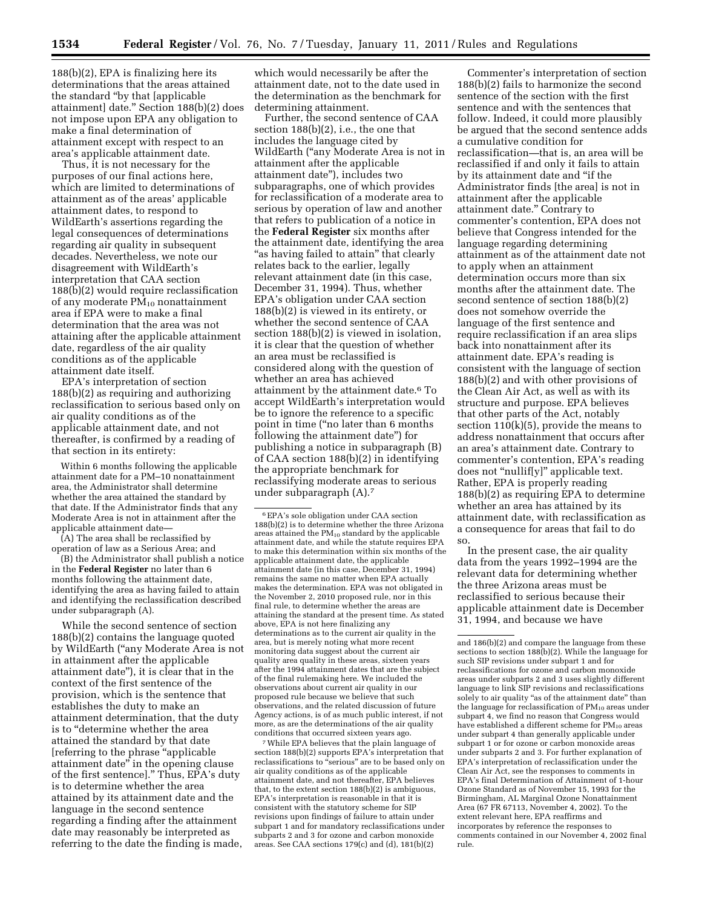188(b)(2), EPA is finalizing here its determinations that the areas attained the standard "by that [applicable attainment] date." Section 188(b)(2) does not impose upon EPA any obligation to make a final determination of attainment except with respect to an area's applicable attainment date.

Thus, it is not necessary for the purposes of our final actions here, which are limited to determinations of attainment as of the areas' applicable attainment dates, to respond to WildEarth's assertions regarding the legal consequences of determinations regarding air quality in subsequent decades. Nevertheless, we note our disagreement with WildEarth's interpretation that CAA section 188(b)(2) would require reclassification of any moderate $PM_{10}$ nonattainment area if EPA were to make a final determination that the area was not attaining after the applicable attainment date, regardless of the air quality conditions as of the applicable attainment date itself.

EPA's interpretation of section 188(b)(2) as requiring and authorizing reclassification to serious based only on air quality conditions as of the applicable attainment date, and not thereafter, is confirmed by a reading of that section in its entirety:

> Within 6 months following the applicable attainment date for a PM–10 nonattainment area, the Administrator shall determine whether the area attained the standard by that date. If the Administrator finds that any Moderate Area is not in attainment after the applicable attainment date—
>
> (A) The area shall be reclassified by operation of law as a Serious Area; and
>
> (B) the Administrator shall publish a notice in the **Federal Register** no later than 6 months following the attainment date, identifying the area as having failed to attain and identifying the reclassification described under subparagraph (A).

While the second sentence of section 188(b)(2) contains the language quoted by WildEarth ("any Moderate Area is not in attainment after the applicable attainment date"), it is clear that in the context of the first sentence of the provision, which is the sentence that establishes the duty to make an attainment determination, that the duty is to "determine whether the area attained the standard by that date [referring to the phrase "applicable attainment date" in the opening clause of the first sentence]." Thus, EPA's duty is to determine whether the area attained by its attainment date and the language in the second sentence regarding a finding after the attainment date may reasonably be interpreted as referring to the date the finding is made, which would necessarily be after the attainment date, not to the date used in the determination as the benchmark for determining attainment.

Further, the second sentence of CAA section 188(b)(2), i.e., the one that includes the language cited by WildEarth ("any Moderate Area is not in attainment after the applicable attainment date"), includes two subparagraphs, one of which provides for reclassification of a moderate area to serious by operation of law and another that refers to publication of a notice in the **Federal Register** six months after the attainment date, identifying the area "as having failed to attain" that clearly relates back to the earlier, legally relevant attainment date (in this case, December 31, 1994). Thus, whether EPA's obligation under CAA section 188(b)(2) is viewed in its entirety, or whether the second sentence of CAA section 188(b)(2) is viewed in isolation, it is clear that the question of whether an area must be reclassified is considered along with the question of whether an area has achieved attainment by the attainment date.[6] To accept WildEarth's interpretation would be to ignore the reference to a specific point in time ("no later than 6 months following the attainment date") for publishing a notice in subparagraph (B) of CAA section 188(b)(2) in identifying the appropriate benchmark for reclassifying moderate areas to serious under subparagraph (A).[7]

Commenter's interpretation of section 188(b)(2) fails to harmonize the second sentence of the section with the first sentence and with the sentences that follow. Indeed, it could more plausibly be argued that the second sentence adds a cumulative condition for reclassification—that is, an area will be reclassified if and only it fails to attain by its attainment date and "if the Administrator finds [the area] is not in attainment after the applicable attainment date." Contrary to commenter's contention, EPA does not believe that Congress intended for the language regarding determining attainment as of the attainment date not to apply when an attainment determination occurs more than six months after the attainment date. The second sentence of section 188(b)(2) does not somehow override the language of the first sentence and require reclassification if an area slips back into nonattainment after its attainment date. EPA's reading is consistent with the language of section 188(b)(2) and with other provisions of the Clean Air Act, as well as with its structure and purpose. EPA believes that other parts of the Act, notably section 110(k)(5), provide the means to address nonattainment that occurs after an area's attainment date. Contrary to commenter's contention, EPA's reading does not "nullif[y]" applicable text. Rather, EPA is properly reading 188(b)(2) as requiring EPA to determine whether an area has attained by its attainment date, with reclassification as a consequence for areas that fail to do so.

In the present case, the air quality data from the years 1992–1994 are the relevant data for determining whether the three Arizona areas must be reclassified to serious because their applicable attainment date is December 31, 1994, and because we have

---

[6] EPA's sole obligation under CAA section 188(b)(2) is to determine whether the three Arizona areas attained the $PM_{10}$ standard by the applicable attainment date, and while the statute requires EPA to make this determination within six months of the applicable attainment date, the applicable attainment date (in this case, December 31, 1994) remains the same no matter when EPA actually makes the determination. EPA was not obligated in the November 2, 2010 proposed rule, nor in this final rule, to determine whether the areas are attaining the standard at the present time. As stated above, EPA is not here finalizing any determinations as to the current air quality in the area, but is merely noting what more recent monitoring data suggest about the current air quality area quality in these areas, sixteen years after the 1994 attainment dates that are the subject of the final rulemaking here. We included the observations about current air quality in our proposed rule because we believe that such observations, and the related discussion of future Agency actions, is of as much public interest, if not more, as are the determinations of the air quality conditions that occurred sixteen years ago.

[7] While EPA believes that the plain language of section 188(b)(2) supports EPA's interpretation that reclassifications to "serious" are to be based only on air quality conditions as of the applicable attainment date, and not thereafter, EPA believes that, to the extent section 188(b)(2) is ambiguous, EPA's interpretation is reasonable in that it is consistent with the statutory scheme for SIP revisions upon findings of failure to attain under subpart 1 and for mandatory reclassifications under subparts 2 and 3 for ozone and carbon monoxide areas. See CAA sections 179(c) and (d), 181(b)(2) and 186(b)(2) and compare the language from these sections to section 188(b)(2). While the language for such SIP revisions under subpart 1 and for reclassifications for ozone and carbon monoxide areas under subparts 2 and 3 uses slightly different language to link SIP revisions and reclassifications solely to air quality "as of the attainment date" than the language for reclassification of $PM_{10}$ areas under subpart 4, we find no reason that Congress would have established a different scheme for $PM_{10}$ areas under subpart 4 than generally applicable under subpart 1 or for ozone or carbon monoxide areas under subparts 2 and 3. For further explanation of EPA's interpretation of reclassification under the Clean Air Act, see the responses to comments in EPA's final Determination of Attainment of 1-hour Ozone Standard as of November 15, 1993 for the Birmingham, AL Marginal Ozone Nonattainment Area (67 FR 67113, November 4, 2002). To the extent relevant here, EPA reaffirms and incorporates by reference the responses to comments contained in our November 4, 2002 final rule.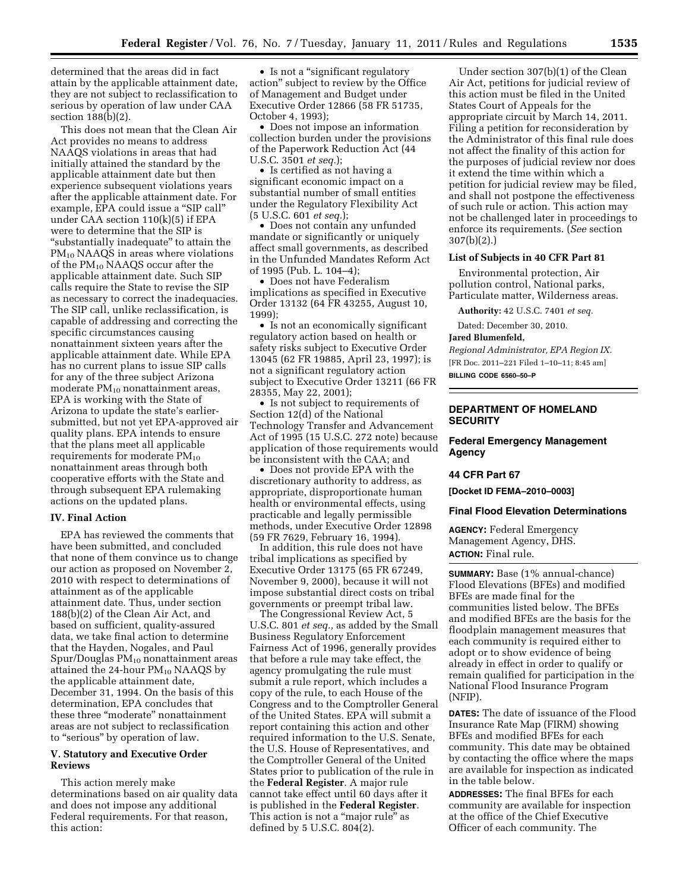determined that the areas did in fact attain by the applicable attainment date, they are not subject to reclassification to serious by operation of law under CAA section 188(b)(2).

This does not mean that the Clean Air Act provides no means to address NAAQS violations in areas that had initially attained the standard by the applicable attainment date but then experience subsequent violations years after the applicable attainment date. For example, EPA could issue a "SIP call" under CAA section 110(k)(5) if EPA were to determine that the SIP is "substantially inadequate" to attain the $PM_{10}$ NAAQS in areas where violations of the $PM_{10}$ NAAQS occur after the applicable attainment date. Such SIP calls require the State to revise the SIP as necessary to correct the inadequacies. The SIP call, unlike reclassification, is capable of addressing and correcting the specific circumstances causing nonattainment sixteen years after the applicable attainment date. While EPA has no current plans to issue SIP calls for any of the three subject Arizona moderate $PM_{10}$ nonattainment areas, EPA is working with the State of Arizona to update the state's earlier-submitted, but not yet EPA-approved air quality plans. EPA intends to ensure that the plans meet all applicable requirements for moderate $PM_{10}$ nonattainment areas through both cooperative efforts with the State and through subsequent EPA rulemaking actions on the updated plans.

## IV. Final Action

EPA has reviewed the comments that have been submitted, and concluded that none of them convince us to change our action as proposed on November 2, 2010 with respect to determinations of attainment as of the applicable attainment date. Thus, under section 188(b)(2) of the Clean Air Act, and based on sufficient, quality-assured data, we take final action to determine that the Hayden, Nogales, and Paul Spur/Douglas $PM_{10}$ nonattainment areas attained the 24-hour $PM_{10}$ NAAQS by the applicable attainment date, December 31, 1994. On the basis of this determination, EPA concludes that these three "moderate" nonattainment areas are not subject to reclassification to "serious" by operation of law.

## V. Statutory and Executive Order Reviews

This action merely make determinations based on air quality data and does not impose any additional Federal requirements. For that reason, this action:

- Is not a "significant regulatory action" subject to review by the Office of Management and Budget under Executive Order 12866 (58 FR 51735, October 4, 1993);
- Does not impose an information collection burden under the provisions of the Paperwork Reduction Act (44 U.S.C. 3501 *et seq.*);
- Is certified as not having a significant economic impact on a substantial number of small entities under the Regulatory Flexibility Act (5 U.S.C. 601 *et seq.*);
- Does not contain any unfunded mandate or significantly or uniquely affect small governments, as described in the Unfunded Mandates Reform Act of 1995 (Pub. L. 104–4);
- Does not have Federalism implications as specified in Executive Order 13132 (64 FR 43255, August 10, 1999);
- Is not an economically significant regulatory action based on health or safety risks subject to Executive Order 13045 (62 FR 19885, April 23, 1997); is not a significant regulatory action subject to Executive Order 13211 (66 FR 28355, May 22, 2001);
- Is not subject to requirements of Section 12(d) of the National Technology Transfer and Advancement Act of 1995 (15 U.S.C. 272 note) because application of those requirements would be inconsistent with the CAA; and
- Does not provide EPA with the discretionary authority to address, as appropriate, disproportionate human health or environmental effects, using practicable and legally permissible methods, under Executive Order 12898 (59 FR 7629, February 16, 1994).

In addition, this rule does not have tribal implications as specified by Executive Order 13175 (65 FR 67249, November 9, 2000), because it will not impose substantial direct costs on tribal governments or preempt tribal law.

The Congressional Review Act, 5 U.S.C. 801 *et seq.,* as added by the Small Business Regulatory Enforcement Fairness Act of 1996, generally provides that before a rule may take effect, the agency promulgating the rule must submit a rule report, which includes a copy of the rule, to each House of the Congress and to the Comptroller General of the United States. EPA will submit a report containing this action and other required information to the U.S. Senate, the U.S. House of Representatives, and the Comptroller General of the United States prior to publication of the rule in the **Federal Register**. A major rule cannot take effect until 60 days after it is published in the **Federal Register**. This action is not a "major rule" as defined by 5 U.S.C. 804(2).

Under section 307(b)(1) of the Clean Air Act, petitions for judicial review of this action must be filed in the United States Court of Appeals for the appropriate circuit by March 14, 2011. Filing a petition for reconsideration by the Administrator of this final rule does not affect the finality of this action for the purposes of judicial review nor does it extend the time within which a petition for judicial review may be filed, and shall not postpone the effectiveness of such rule or action. This action may not be challenged later in proceedings to enforce its requirements. (*See* section 307(b)(2).)

### List of Subjects in 40 CFR Part 81

Environmental protection, Air pollution control, National parks, Particulate matter, Wilderness areas.

**Authority:** 42 U.S.C. 7401 *et seq.*

Dated: December 30, 2010.

**Jared Blumenfeld,**

*Regional Administrator, EPA Region IX.*

[FR Doc. 2011–221 Filed 1–10–11; 8:45 am]

**BILLING CODE 6560–50–P**

---

## DEPARTMENT OF HOMELAND SECURITY

## Federal Emergency Management Agency

## 44 CFR Part 67

**[Docket ID FEMA–2010–0003]**

## Final Flood Elevation Determinations

**AGENCY:** Federal Emergency Management Agency, DHS.

**ACTION:** Final rule.

**SUMMARY:** Base (1% annual-chance) Flood Elevations (BFEs) and modified BFEs are made final for the communities listed below. The BFEs and modified BFEs are the basis for the floodplain management measures that each community is required either to adopt or to show evidence of being already in effect in order to qualify or remain qualified for participation in the National Flood Insurance Program (NFIP).

**DATES:** The date of issuance of the Flood Insurance Rate Map (FIRM) showing BFEs and modified BFEs for each community. This date may be obtained by contacting the office where the maps are available for inspection as indicated in the table below.

**ADDRESSES:** The final BFEs for each community are available for inspection at the office of the Chief Executive Officer of each community. The